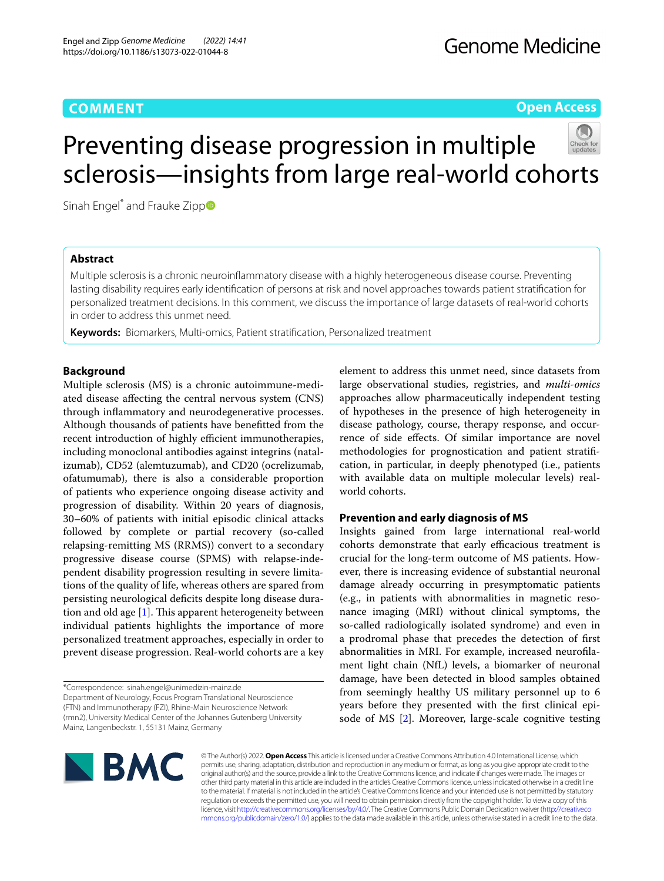COMMENT

Open Access

# Preventing disease progression in multiple sclerosis—insights from large real-world cohorts

Sinah Engel* and Frauke Zipp

## Abstract

Multiple sclerosis is a chronic neuroinflammatory disease with a highly heterogeneous disease course. Preventing lasting disability requires early identification of persons at risk and novel approaches towards patient stratification for personalized treatment decisions. In this comment, we discuss the importance of large datasets of real-world cohorts in order to address this unmet need.

**Keywords:** Biomarkers, Multi-omics, Patient stratification, Personalized treatment

## Background

Multiple sclerosis (MS) is a chronic autoimmune-mediated disease affecting the central nervous system (CNS) through inflammatory and neurodegenerative processes. Although thousands of patients have benefitted from the recent introduction of highly efficient immunotherapies, including monoclonal antibodies against integrins (natalizumab), CD52 (alemtuzumab), and CD20 (ocrelizumab, ofatumumab), there is also a considerable proportion of patients who experience ongoing disease activity and progression of disability. Within 20 years of diagnosis, 30–60% of patients with initial episodic clinical attacks followed by complete or partial recovery (so-called relapsing-remitting MS (RRMS)) convert to a secondary progressive disease course (SPMS) with relapse-independent disability progression resulting in severe limitations of the quality of life, whereas others are spared from persisting neurological deficits despite long disease duration and old age [1]. This apparent heterogeneity between individual patients highlights the importance of more personalized treatment approaches, especially in order to prevent disease progression. Real-world cohorts are a key element to address this unmet need, since datasets from large observational studies, registries, and *multi-omics* approaches allow pharmaceutically independent testing of hypotheses in the presence of high heterogeneity in disease pathology, course, therapy response, and occurrence of side effects. Of similar importance are novel methodologies for prognostication and patient stratification, in particular, in deeply phenotyped (i.e., patients with available data on multiple molecular levels) real-world cohorts.

## Prevention and early diagnosis of MS

Insights gained from large international real-world cohorts demonstrate that early efficacious treatment is crucial for the long-term outcome of MS patients. However, there is increasing evidence of substantial neuronal damage already occurring in presymptomatic patients (e.g., in patients with abnormalities in magnetic resonance imaging (MRI) without clinical symptoms, the so-called radiologically isolated syndrome) and even in a prodromal phase that precedes the detection of first abnormalities in MRI. For example, increased neurofilament light chain (NfL) levels, a biomarker of neuronal damage, have been detected in blood samples obtained from seemingly healthy US military personnel up to 6 years before they presented with the first clinical episode of MS [2]. Moreover, large-scale cognitive testing

*Correspondence: sinah.engel@unimedizin-mainz.de
Department of Neurology, Focus Program Translational Neuroscience (FTN) and Immunotherapy (FZI), Rhine-Main Neuroscience Network (rmn2), University Medical Center of the Johannes Gutenberg University Mainz, Langenbeckstr. 1, 55131 Mainz, Germany

© The Author(s) 2022. **Open Access** This article is licensed under a Creative Commons Attribution 4.0 International License, which permits use, sharing, adaptation, distribution and reproduction in any medium or format, as long as you give appropriate credit to the original author(s) and the source, provide a link to the Creative Commons licence, and indicate if changes were made. The images or other third party material in this article are included in the article's Creative Commons licence, unless indicated otherwise in a credit line to the material. If material is not included in the article's Creative Commons licence and your intended use is not permitted by statutory regulation or exceeds the permitted use, you will need to obtain permission directly from the copyright holder. To view a copy of this licence, visit http://creativecommons.org/licenses/by/4.0/. The Creative Commons Public Domain Dedication waiver (http://creativecommons.org/publicdomain/zero/1.0/) applies to the data made available in this article, unless otherwise stated in a credit line to the data.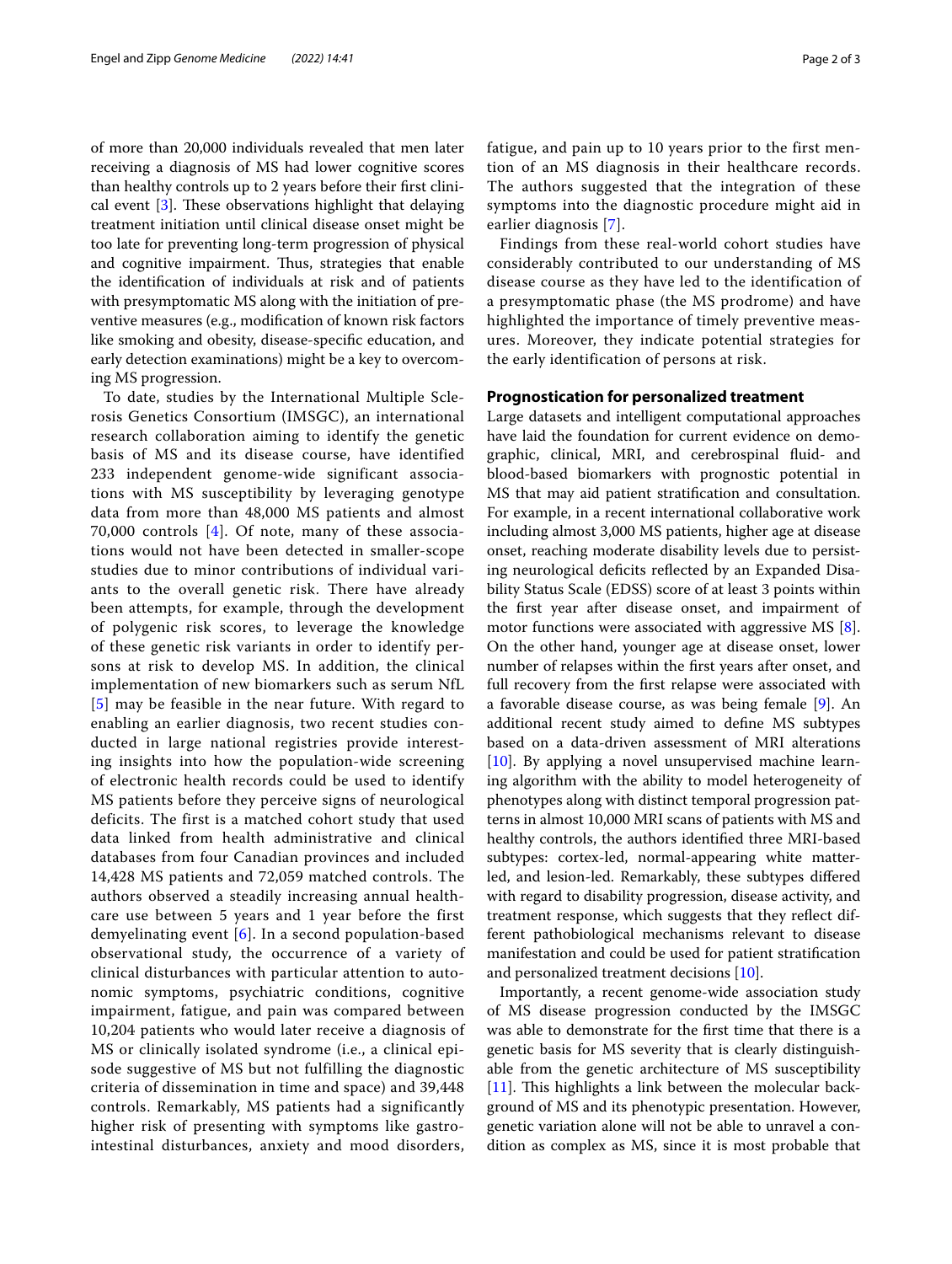of more than 20,000 individuals revealed that men later receiving a diagnosis of MS had lower cognitive scores than healthy controls up to 2 years before their first clinical event [3]. These observations highlight that delaying treatment initiation until clinical disease onset might be too late for preventing long-term progression of physical and cognitive impairment. Thus, strategies that enable the identification of individuals at risk and of patients with presymptomatic MS along with the initiation of preventive measures (e.g., modification of known risk factors like smoking and obesity, disease-specific education, and early detection examinations) might be a key to overcoming MS progression.

To date, studies by the International Multiple Sclerosis Genetics Consortium (IMSGC), an international research collaboration aiming to identify the genetic basis of MS and its disease course, have identified 233 independent genome-wide significant associations with MS susceptibility by leveraging genotype data from more than 48,000 MS patients and almost 70,000 controls [4]. Of note, many of these associations would not have been detected in smaller-scope studies due to minor contributions of individual variants to the overall genetic risk. There have already been attempts, for example, through the development of polygenic risk scores, to leverage the knowledge of these genetic risk variants in order to identify persons at risk to develop MS. In addition, the clinical implementation of new biomarkers such as serum NfL [5] may be feasible in the near future. With regard to enabling an earlier diagnosis, two recent studies conducted in large national registries provide interesting insights into how the population-wide screening of electronic health records could be used to identify MS patients before they perceive signs of neurological deficits. The first is a matched cohort study that used data linked from health administrative and clinical databases from four Canadian provinces and included 14,428 MS patients and 72,059 matched controls. The authors observed a steadily increasing annual healthcare use between 5 years and 1 year before the first demyelinating event [6]. In a second population-based observational study, the occurrence of a variety of clinical disturbances with particular attention to autonomic symptoms, psychiatric conditions, cognitive impairment, fatigue, and pain was compared between 10,204 patients who would later receive a diagnosis of MS or clinically isolated syndrome (i.e., a clinical episode suggestive of MS but not fulfilling the diagnostic criteria of dissemination in time and space) and 39,448 controls. Remarkably, MS patients had a significantly higher risk of presenting with symptoms like gastrointestinal disturbances, anxiety and mood disorders, fatigue, and pain up to 10 years prior to the first mention of an MS diagnosis in their healthcare records. The authors suggested that the integration of these symptoms into the diagnostic procedure might aid in earlier diagnosis [7].

Findings from these real-world cohort studies have considerably contributed to our understanding of MS disease course as they have led to the identification of a presymptomatic phase (the MS prodrome) and have highlighted the importance of timely preventive measures. Moreover, they indicate potential strategies for the early identification of persons at risk.

## Prognostication for personalized treatment

Large datasets and intelligent computational approaches have laid the foundation for current evidence on demographic, clinical, MRI, and cerebrospinal fluid- and blood-based biomarkers with prognostic potential in MS that may aid patient stratification and consultation. For example, in a recent international collaborative work including almost 3,000 MS patients, higher age at disease onset, reaching moderate disability levels due to persisting neurological deficits reflected by an Expanded Disability Status Scale (EDSS) score of at least 3 points within the first year after disease onset, and impairment of motor functions were associated with aggressive MS [8]. On the other hand, younger age at disease onset, lower number of relapses within the first years after onset, and full recovery from the first relapse were associated with a favorable disease course, as was being female [9]. An additional recent study aimed to define MS subtypes based on a data-driven assessment of MRI alterations [10]. By applying a novel unsupervised machine learning algorithm with the ability to model heterogeneity of phenotypes along with distinct temporal progression patterns in almost 10,000 MRI scans of patients with MS and healthy controls, the authors identified three MRI-based subtypes: cortex-led, normal-appearing white matter-led, and lesion-led. Remarkably, these subtypes differed with regard to disability progression, disease activity, and treatment response, which suggests that they reflect different pathobiological mechanisms relevant to disease manifestation and could be used for patient stratification and personalized treatment decisions [10].

Importantly, a recent genome-wide association study of MS disease progression conducted by the IMSGC was able to demonstrate for the first time that there is a genetic basis for MS severity that is clearly distinguishable from the genetic architecture of MS susceptibility [11]. This highlights a link between the molecular background of MS and its phenotypic presentation. However, genetic variation alone will not be able to unravel a condition as complex as MS, since it is most probable that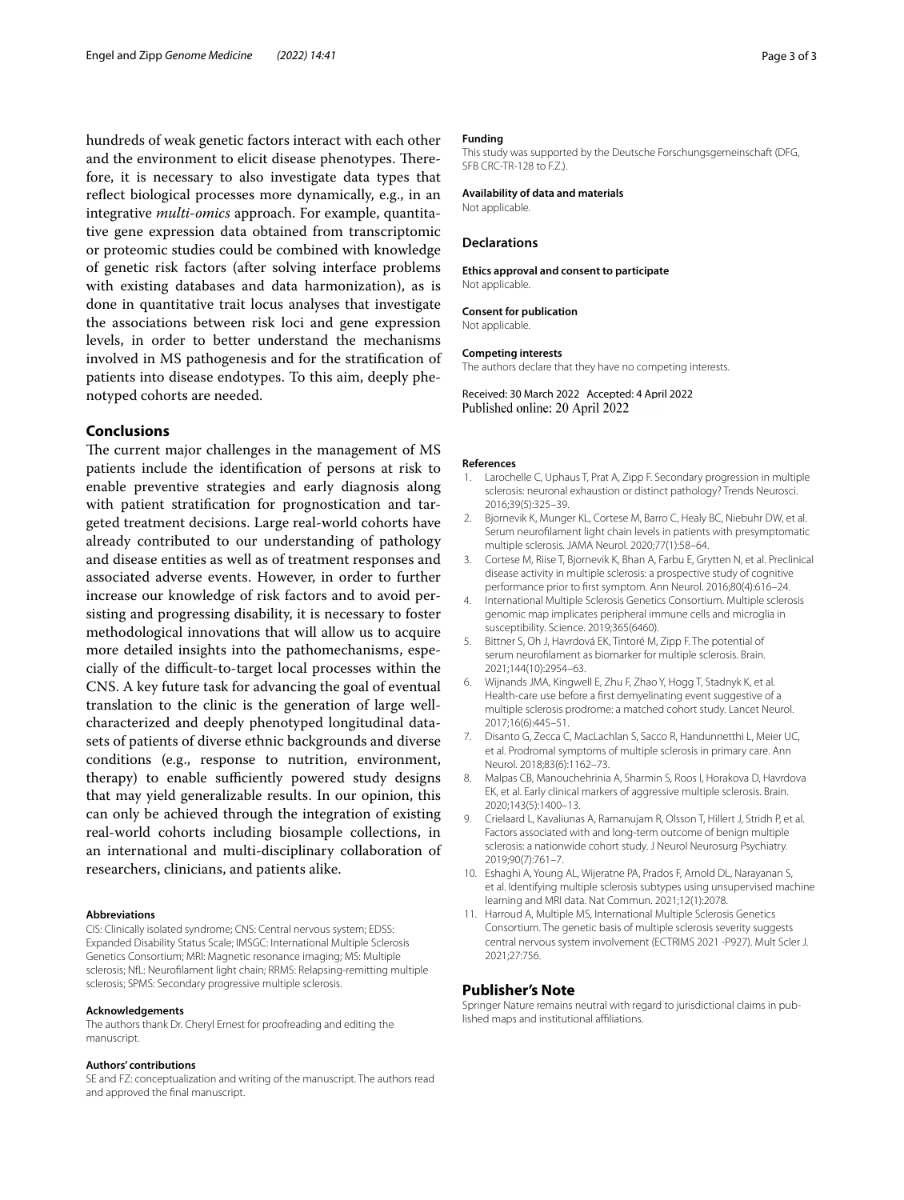hundreds of weak genetic factors interact with each other and the environment to elicit disease phenotypes. Therefore, it is necessary to also investigate data types that reflect biological processes more dynamically, e.g., in an integrative *multi-omics* approach. For example, quantitative gene expression data obtained from transcriptomic or proteomic studies could be combined with knowledge of genetic risk factors (after solving interface problems with existing databases and data harmonization), as is done in quantitative trait locus analyses that investigate the associations between risk loci and gene expression levels, in order to better understand the mechanisms involved in MS pathogenesis and for the stratification of patients into disease endotypes. To this aim, deeply phenotyped cohorts are needed.

## Conclusions

The current major challenges in the management of MS patients include the identification of persons at risk to enable preventive strategies and early diagnosis along with patient stratification for prognostication and targeted treatment decisions. Large real-world cohorts have already contributed to our understanding of pathology and disease entities as well as of treatment responses and associated adverse events. However, in order to further increase our knowledge of risk factors and to avoid persisting and progressing disability, it is necessary to foster methodological innovations that will allow us to acquire more detailed insights into the pathomechanisms, especially of the difficult-to-target local processes within the CNS. A key future task for advancing the goal of eventual translation to the clinic is the generation of large well-characterized and deeply phenotyped longitudinal datasets of patients of diverse ethnic backgrounds and diverse conditions (e.g., response to nutrition, environment, therapy) to enable sufficiently powered study designs that may yield generalizable results. In our opinion, this can only be achieved through the integration of existing real-world cohorts including biosample collections, in an international and multi-disciplinary collaboration of researchers, clinicians, and patients alike.

#### Abbreviations

CIS: Clinically isolated syndrome; CNS: Central nervous system; EDSS: Expanded Disability Status Scale; IMSGC: International Multiple Sclerosis Genetics Consortium; MRI: Magnetic resonance imaging; MS: Multiple sclerosis; NfL: Neurofilament light chain; RRMS: Relapsing-remitting multiple sclerosis; SPMS: Secondary progressive multiple sclerosis.

#### Acknowledgements

The authors thank Dr. Cheryl Ernest for proofreading and editing the manuscript.

#### Authors' contributions

SE and FZ: conceptualization and writing of the manuscript. The authors read and approved the final manuscript.

#### Funding

This study was supported by the Deutsche Forschungsgemeinschaft (DFG, SFB CRC-TR-128 to F.Z.).

#### Availability of data and materials

Not applicable.

### Declarations

#### Ethics approval and consent to participate

Not applicable.

#### Consent for publication

Not applicable.

#### Competing interests

The authors declare that they have no competing interests.

Received: 30 March 2022 Accepted: 4 April 2022
Published online: 20 April 2022

#### References

1. Larochelle C, Uphaus T, Prat A, Zipp F. Secondary progression in multiple sclerosis: neuronal exhaustion or distinct pathology? Trends Neurosci. 2016;39(5):325–39.
2. Bjornevik K, Munger KL, Cortese M, Barro C, Healy BC, Niebuhr DW, et al. Serum neurofilament light chain levels in patients with presymptomatic multiple sclerosis. JAMA Neurol. 2020;77(1):58–64.
3. Cortese M, Riise T, Bjornevik K, Bhan A, Farbu E, Grytten N, et al. Preclinical disease activity in multiple sclerosis: a prospective study of cognitive performance prior to first symptom. Ann Neurol. 2016;80(4):616–24.
4. International Multiple Sclerosis Genetics Consortium. Multiple sclerosis genomic map implicates peripheral immune cells and microglia in susceptibility. Science. 2019;365(6460).
5. Bittner S, Oh J, Havrdová EK, Tintoré M, Zipp F. The potential of serum neurofilament as biomarker for multiple sclerosis. Brain. 2021;144(10):2954–63.
6. Wijnands JMA, Kingwell E, Zhu F, Zhao Y, Hogg T, Stadnyk K, et al. Health-care use before a first demyelinating event suggestive of a multiple sclerosis prodrome: a matched cohort study. Lancet Neurol. 2017;16(6):445–51.
7. Disanto G, Zecca C, MacLachlan S, Sacco R, Handunnetthi L, Meier UC, et al. Prodromal symptoms of multiple sclerosis in primary care. Ann Neurol. 2018;83(6):1162–73.
8. Malpas CB, Manouchehrinia A, Sharmin S, Roos I, Horakova D, Havrdova EK, et al. Early clinical markers of aggressive multiple sclerosis. Brain. 2020;143(5):1400–13.
9. Crielaard L, Kavaliunas A, Ramanujam R, Olsson T, Hillert J, Stridh P, et al. Factors associated with and long-term outcome of benign multiple sclerosis: a nationwide cohort study. J Neurol Neurosurg Psychiatry. 2019;90(7):761–7.
10. Eshaghi A, Young AL, Wijeratne PA, Prados F, Arnold DL, Narayanan S, et al. Identifying multiple sclerosis subtypes using unsupervised machine learning and MRI data. Nat Commun. 2021;12(1):2078.
11. Harroud A, Multiple MS, International Multiple Sclerosis Genetics Consortium. The genetic basis of multiple sclerosis severity suggests central nervous system involvement (ECTRIMS 2021 -P927). Mult Scler J. 2021;27:756.

## Publisher's Note

Springer Nature remains neutral with regard to jurisdictional claims in published maps and institutional affiliations.